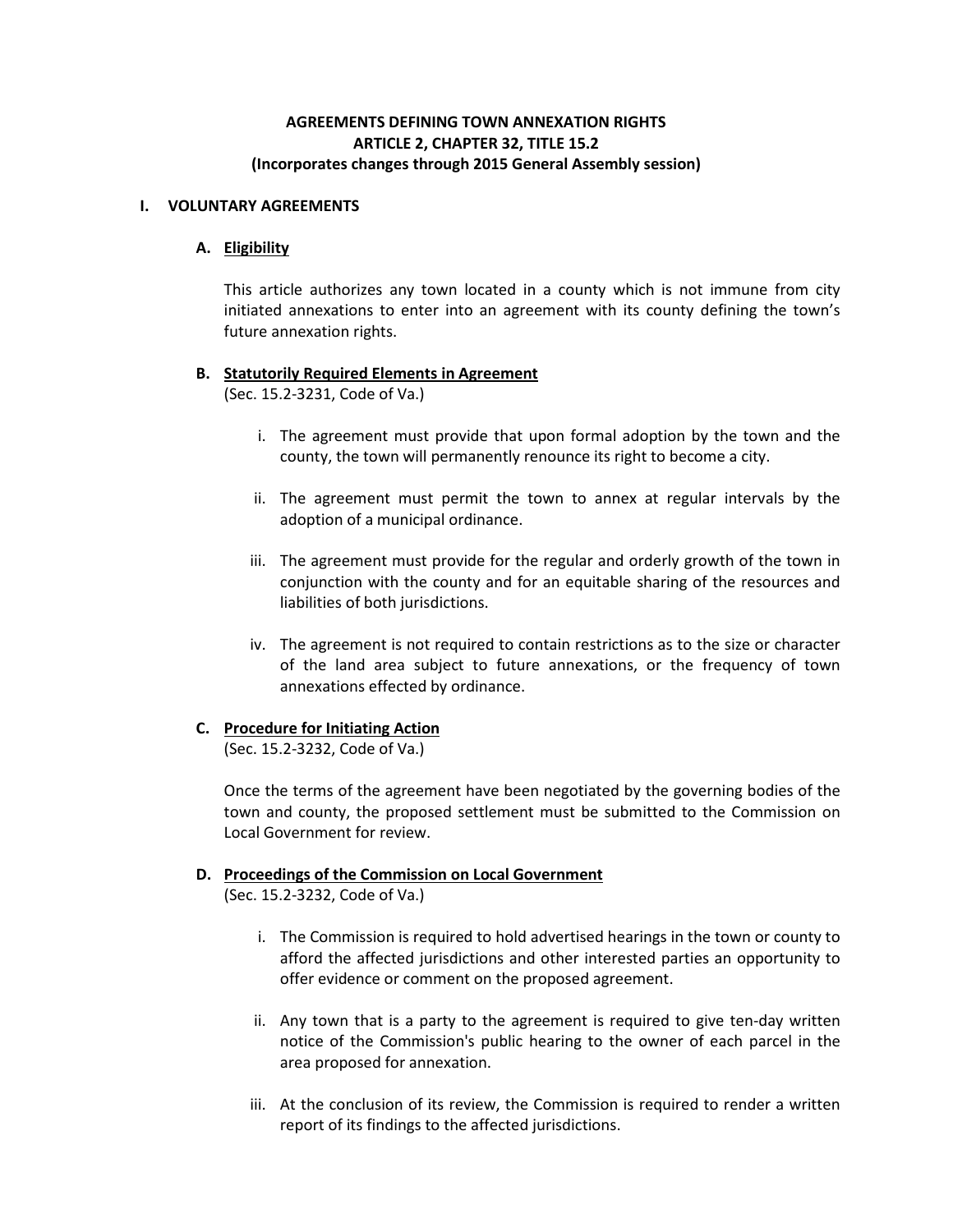# AGREEMENTS DEFINING TOWN ANNEXATION RIGHTS
# ARTICLE 2, CHAPTER 32, TITLE 15.2
## (Incorporates changes through 2015 General Assembly session)

## I. VOLUNTARY AGREEMENTS

### A. Eligibility

This article authorizes any town located in a county which is not immune from city initiated annexations to enter into an agreement with its county defining the town's future annexation rights.

### B. Statutorily Required Elements in Agreement

(Sec. 15.2-3231, Code of Va.)

i. The agreement must provide that upon formal adoption by the town and the county, the town will permanently renounce its right to become a city.

ii. The agreement must permit the town to annex at regular intervals by the adoption of a municipal ordinance.

iii. The agreement must provide for the regular and orderly growth of the town in conjunction with the county and for an equitable sharing of the resources and liabilities of both jurisdictions.

iv. The agreement is not required to contain restrictions as to the size or character of the land area subject to future annexations, or the frequency of town annexations effected by ordinance.

### C. Procedure for Initiating Action

(Sec. 15.2-3232, Code of Va.)

Once the terms of the agreement have been negotiated by the governing bodies of the town and county, the proposed settlement must be submitted to the Commission on Local Government for review.

### D. Proceedings of the Commission on Local Government

(Sec. 15.2-3232, Code of Va.)

i. The Commission is required to hold advertised hearings in the town or county to afford the affected jurisdictions and other interested parties an opportunity to offer evidence or comment on the proposed agreement.

ii. Any town that is a party to the agreement is required to give ten-day written notice of the Commission's public hearing to the owner of each parcel in the area proposed for annexation.

iii. At the conclusion of its review, the Commission is required to render a written report of its findings to the affected jurisdictions.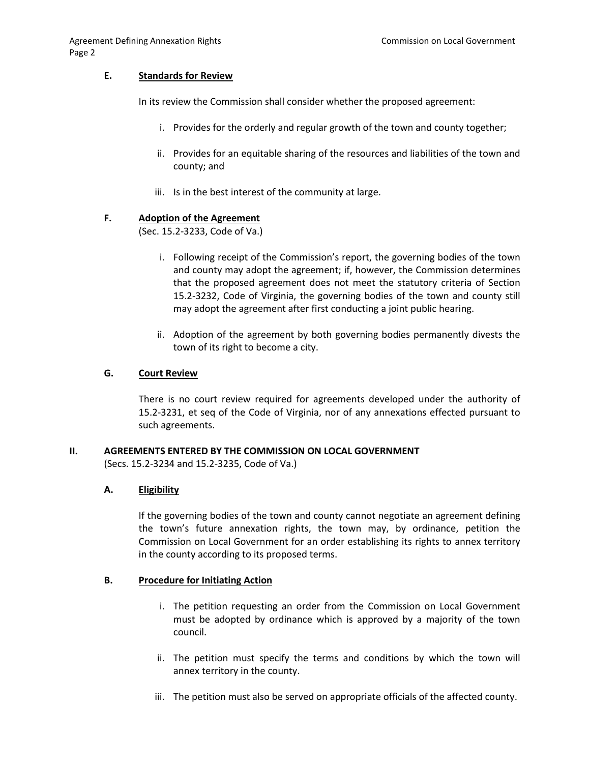### E. Standards for Review

In its review the Commission shall consider whether the proposed agreement:

i. Provides for the orderly and regular growth of the town and county together;

ii. Provides for an equitable sharing of the resources and liabilities of the town and county; and

iii. Is in the best interest of the community at large.

### F. Adoption of the Agreement

(Sec. 15.2-3233, Code of Va.)

i. Following receipt of the Commission's report, the governing bodies of the town and county may adopt the agreement; if, however, the Commission determines that the proposed agreement does not meet the statutory criteria of Section 15.2-3232, Code of Virginia, the governing bodies of the town and county still may adopt the agreement after first conducting a joint public hearing.

ii. Adoption of the agreement by both governing bodies permanently divests the town of its right to become a city.

### G. Court Review

There is no court review required for agreements developed under the authority of 15.2-3231, et seq of the Code of Virginia, nor of any annexations effected pursuant to such agreements.

## II. AGREEMENTS ENTERED BY THE COMMISSION ON LOCAL GOVERNMENT

(Secs. 15.2-3234 and 15.2-3235, Code of Va.)

### A. Eligibility

If the governing bodies of the town and county cannot negotiate an agreement defining the town's future annexation rights, the town may, by ordinance, petition the Commission on Local Government for an order establishing its rights to annex territory in the county according to its proposed terms.

### B. Procedure for Initiating Action

i. The petition requesting an order from the Commission on Local Government must be adopted by ordinance which is approved by a majority of the town council.

ii. The petition must specify the terms and conditions by which the town will annex territory in the county.

iii. The petition must also be served on appropriate officials of the affected county.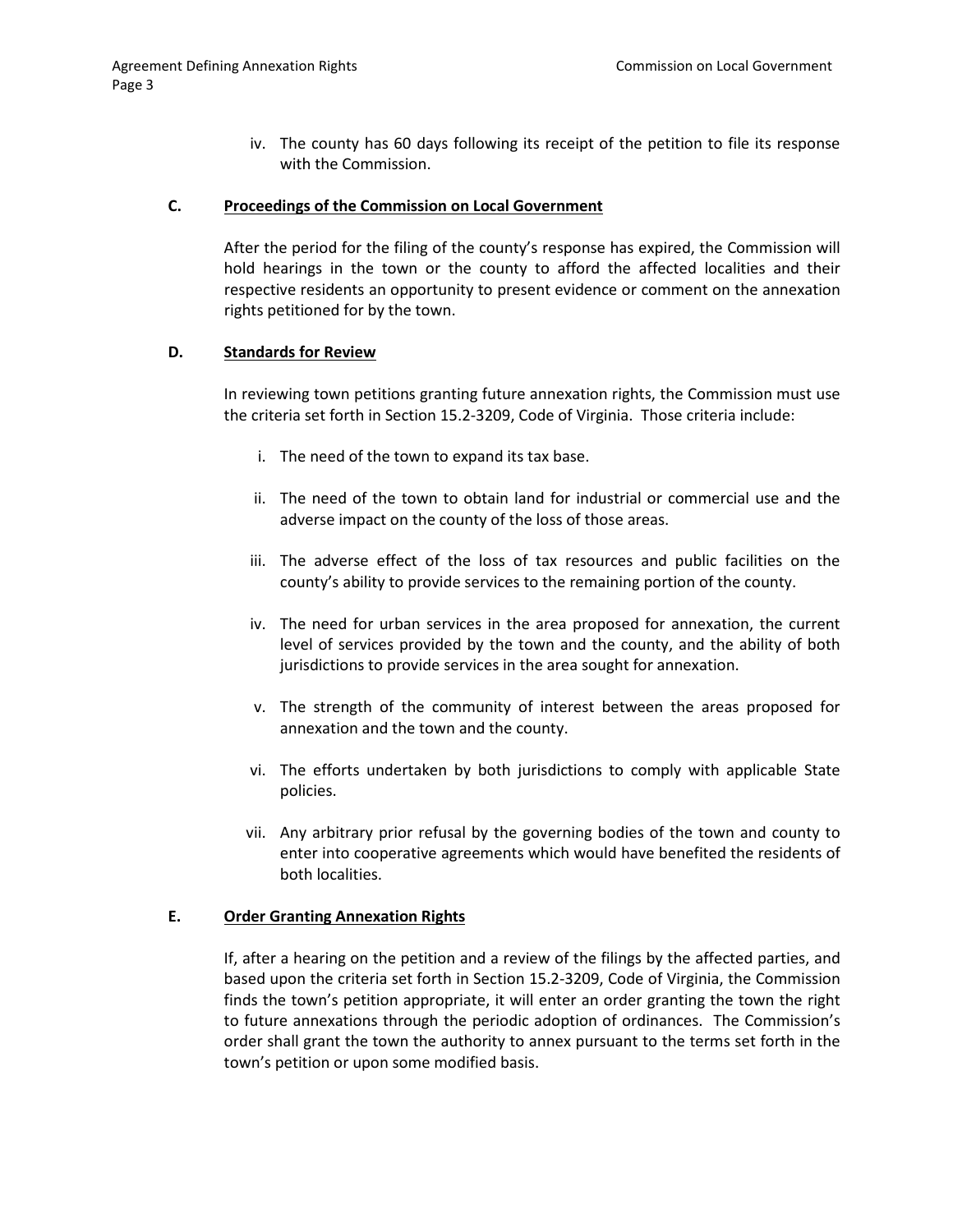iv. The county has 60 days following its receipt of the petition to file its response with the Commission.

### C. Proceedings of the Commission on Local Government

After the period for the filing of the county's response has expired, the Commission will hold hearings in the town or the county to afford the affected localities and their respective residents an opportunity to present evidence or comment on the annexation rights petitioned for by the town.

### D. Standards for Review

In reviewing town petitions granting future annexation rights, the Commission must use the criteria set forth in Section 15.2-3209, Code of Virginia. Those criteria include:

i. The need of the town to expand its tax base.

ii. The need of the town to obtain land for industrial or commercial use and the adverse impact on the county of the loss of those areas.

iii. The adverse effect of the loss of tax resources and public facilities on the county's ability to provide services to the remaining portion of the county.

iv. The need for urban services in the area proposed for annexation, the current level of services provided by the town and the county, and the ability of both jurisdictions to provide services in the area sought for annexation.

v. The strength of the community of interest between the areas proposed for annexation and the town and the county.

vi. The efforts undertaken by both jurisdictions to comply with applicable State policies.

vii. Any arbitrary prior refusal by the governing bodies of the town and county to enter into cooperative agreements which would have benefited the residents of both localities.

### E. Order Granting Annexation Rights

If, after a hearing on the petition and a review of the filings by the affected parties, and based upon the criteria set forth in Section 15.2-3209, Code of Virginia, the Commission finds the town's petition appropriate, it will enter an order granting the town the right to future annexations through the periodic adoption of ordinances. The Commission's order shall grant the town the authority to annex pursuant to the terms set forth in the town's petition or upon some modified basis.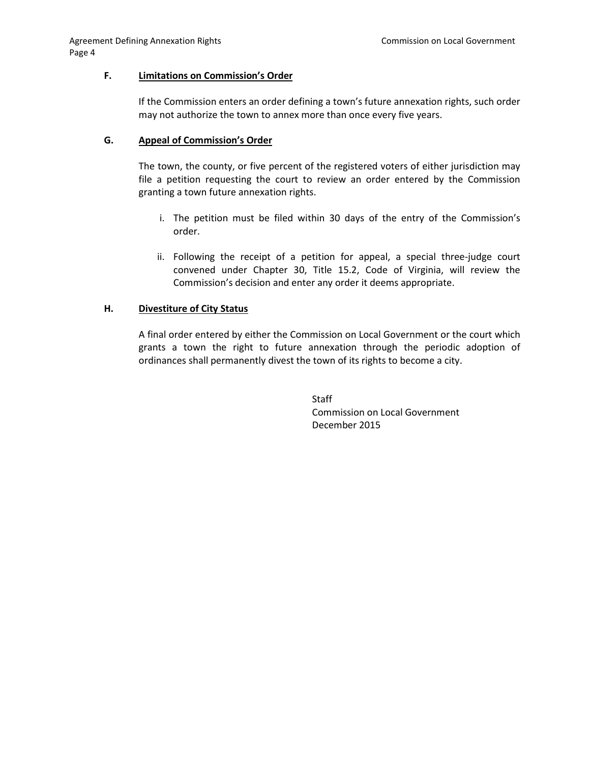**F. Limitations on Commission's Order**

If the Commission enters an order defining a town's future annexation rights, such order may not authorize the town to annex more than once every five years.

**G. Appeal of Commission's Order**

The town, the county, or five percent of the registered voters of either jurisdiction may file a petition requesting the court to review an order entered by the Commission granting a town future annexation rights.

i. The petition must be filed within 30 days of the entry of the Commission's order.

ii. Following the receipt of a petition for appeal, a special three-judge court convened under Chapter 30, Title 15.2, Code of Virginia, will review the Commission's decision and enter any order it deems appropriate.

**H. Divestiture of City Status**

A final order entered by either the Commission on Local Government or the court which grants a town the right to future annexation through the periodic adoption of ordinances shall permanently divest the town of its rights to become a city.

Staff
Commission on Local Government
December 2015